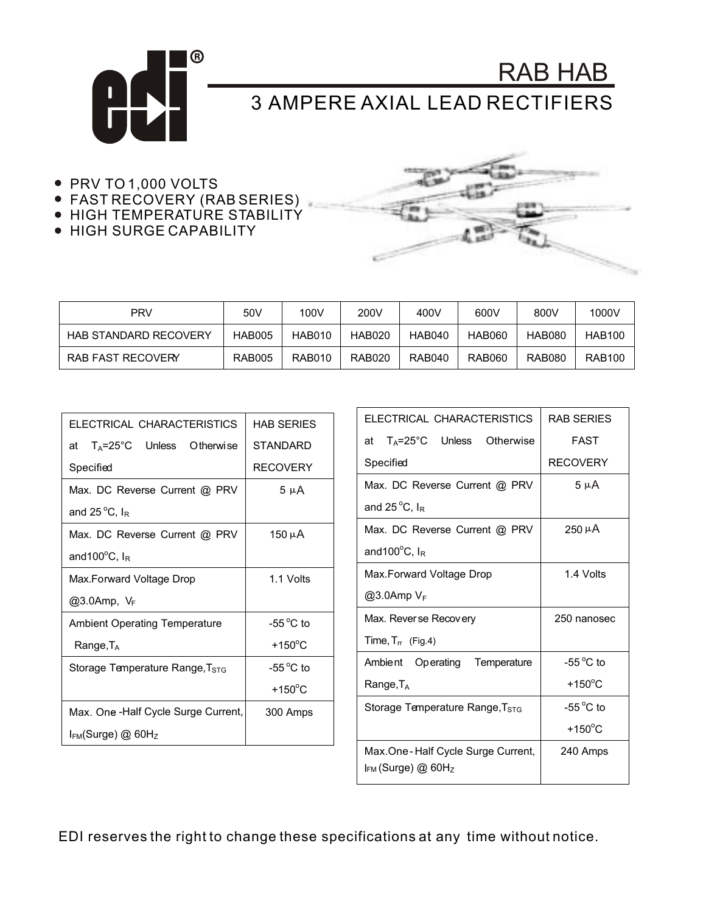# RAB HAB

## 3 AMPERE AXIAL LEAD RECTIFIERS

- PRV TO 1,000 VOLTS
- FAST RECOVERY (RAB SERIES)
- HIGH TEMPERATURE STABILITY
- HIGH SURGE CAPABILITY

| PRV | 50V | 100V | 200V | 400V | 600V | 800V | 1000V |
|---|---|---|---|---|---|---|---|
| HAB STANDARD RECOVERY | HAB005 | HAB010 | HAB020 | HAB040 | HAB060 | HAB080 | HAB100 |
| RAB FAST RECOVERY | RAB005 | RAB010 | RAB020 | RAB040 | RAB060 | RAB080 | RAB100 |

| ELECTRICAL CHARACTERISTICS at $T_A$=25°C Unless Otherwise Specified | HAB SERIES STANDARD RECOVERY |
|---|---|
| Max. DC Reverse Current @ PRV and 25°C, $I_R$ | 5 µA |
| Max. DC Reverse Current @ PRV and100°C, $I_R$ | 150 µA |
| Max.Forward Voltage Drop @3.0Amp, $V_F$ | 1.1 Volts |
| Ambient Operating Temperature Range,$T_A$ | -55°C to +150°C |
| Storage Temperature Range,$T_{STG}$ | -55°C to +150°C |
| Max. One -Half Cycle Surge Current, $I_{FM}$(Surge) @ 60Hz | 300 Amps |

| ELECTRICAL CHARACTERISTICS at $T_A$=25°C Unless Otherwise Specified | RAB SERIES FAST RECOVERY |
|---|---|
| Max. DC Reverse Current @ PRV and 25°C, $I_R$ | 5 µA |
| Max. DC Reverse Current @ PRV and100°C, $I_R$ | 250 µA |
| Max.Forward Voltage Drop @3.0Amp $V_F$ | 1.4 Volts |
| Max. Reverse Recovery Time, $T_{rr}$ (Fig.4) | 250 nanosec |
| Ambient Operating Temperature Range,$T_A$ | -55°C to +150°C |
| Storage Temperature Range,$T_{STG}$ | -55°C to +150°C |
| Max.One-Half Cycle Surge Current, $I_{FM}$ (Surge) @ 60Hz | 240 Amps |

EDI reserves the right to change these specifications at any time without notice.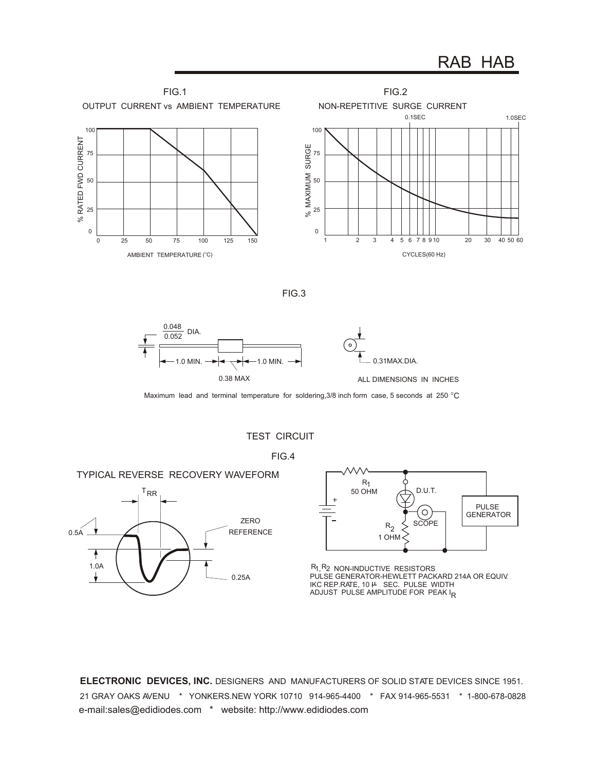# RAB HAB

FIG.1

OUTPUT CURRENT vs AMBIENT TEMPERATURE

% RATED FWD CURRENT

100
75
50
25
0

0 25 50 75 100 125 150

AMBIENT TEMPERATURE (°C)

FIG.2

NON-REPETITIVE SURGE CURRENT

0.1SEC
1.0SEC

% MAXIMUM SURGE

100
75
50
25
0

1 2 3 4 5 6 7 8 9 10 20 30 40 50 60

CYCLES(60 Hz)

FIG.3

0.048
0.052 DIA.

1.0 MIN.
1.0 MIN.

0.38 MAX

0.31MAX.DIA.

ALL DIMENSIONS IN INCHES

Maximum lead and terminal temperature for soldering,3/8 inch form case, 5 seconds at 250 °C

TEST CIRCUIT

FIG.4

TYPICAL REVERSE RECOVERY WAVEFORM

$T_{RR}$

0.5A

1.0A

ZERO REFERENCE

0.25A

$R_1$ 50 OHM

D.U.T.

$R_2$ 1 OHM

SCOPE

PULSE GENERATOR

$R_1$, $R_2$ NON-INDUCTIVE RESISTORS
PULSE GENERATOR-HEWLETT PACKARD 214A OR EQUIV.
IKC REP.RATE, 10 $\mu$ SEC. PULSE WIDTH
ADJUST PULSE AMPLITUDE FOR PEAK $I_R$

**ELECTRONIC DEVICES, INC.** DESIGNERS AND MANUFACTURERS OF SOLID STATE DEVICES SINCE 1951.
21 GRAY OAKS AVENU * YONKERS.NEW YORK 10710 914-965-4400 * FAX 914-965-5531 * 1-800-678-0828
e-mail:sales@edidiodes.com * website: http://www.edidiodes.com